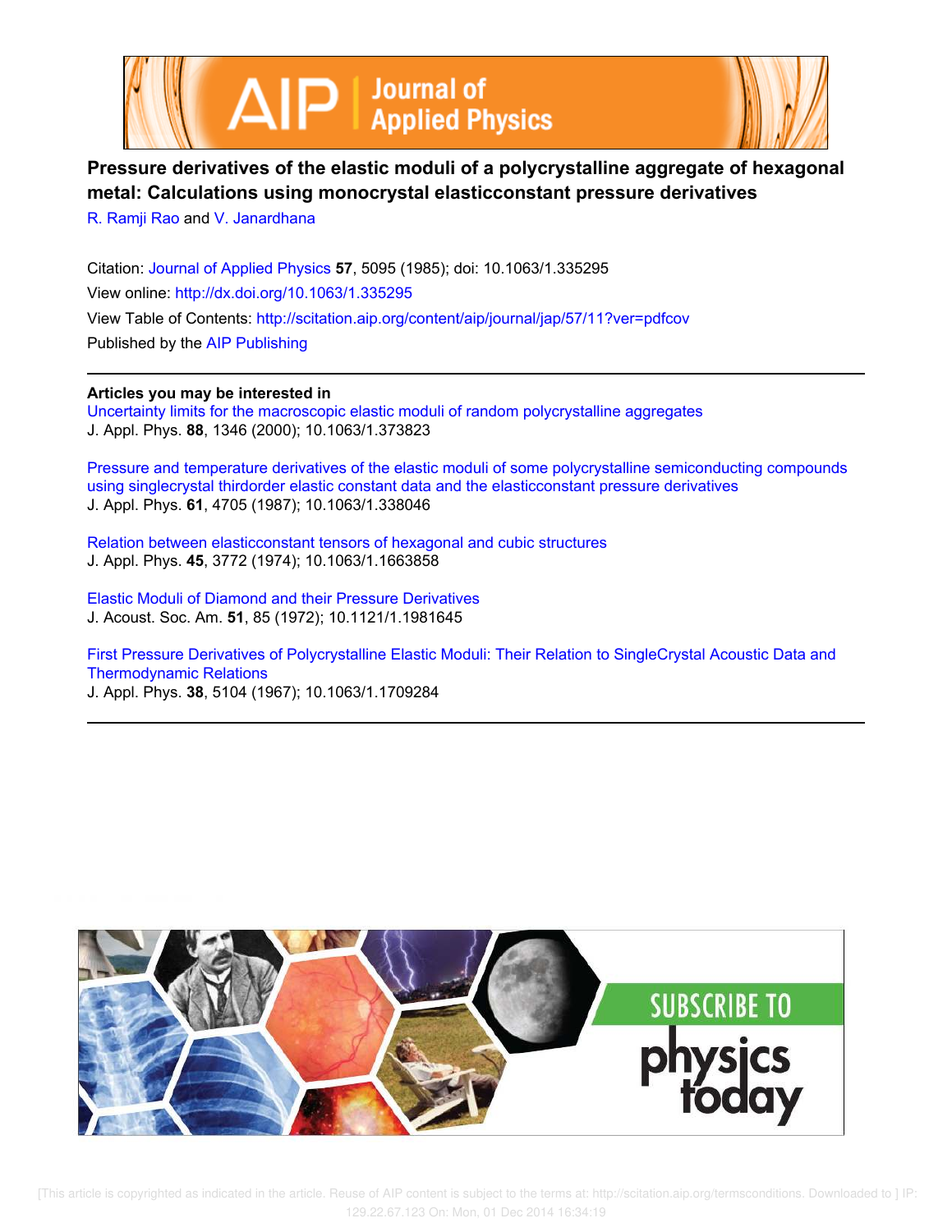# Pressure derivatives of the elastic moduli of a polycrystalline aggregate of hexagonal metal: Calculations using monocrystal elasticconstant pressure derivatives

R. Ramji Rao and V. Janardhana

Citation: Journal of Applied Physics **57**, 5095 (1985); doi: 10.1063/1.335295

View online: http://dx.doi.org/10.1063/1.335295

View Table of Contents: http://scitation.aip.org/content/aip/journal/jap/57/11?ver=pdfcov

Published by the AIP Publishing

**Articles you may be interested in**

Uncertainty limits for the macroscopic elastic moduli of random polycrystalline aggregates
J. Appl. Phys. **88**, 1346 (2000); 10.1063/1.373823

Pressure and temperature derivatives of the elastic moduli of some polycrystalline semiconducting compounds using singlecrystal thirdorder elastic constant data and the elasticconstant pressure derivatives
J. Appl. Phys. **61**, 4705 (1987); 10.1063/1.338046

Relation between elasticconstant tensors of hexagonal and cubic structures
J. Appl. Phys. **45**, 3772 (1974); 10.1063/1.1663858

Elastic Moduli of Diamond and their Pressure Derivatives
J. Acoust. Soc. Am. **51**, 85 (1972); 10.1121/1.1981645

First Pressure Derivatives of Polycrystalline Elastic Moduli: Their Relation to SingleCrystal Acoustic Data and Thermodynamic Relations
J. Appl. Phys. **38**, 5104 (1967); 10.1063/1.1709284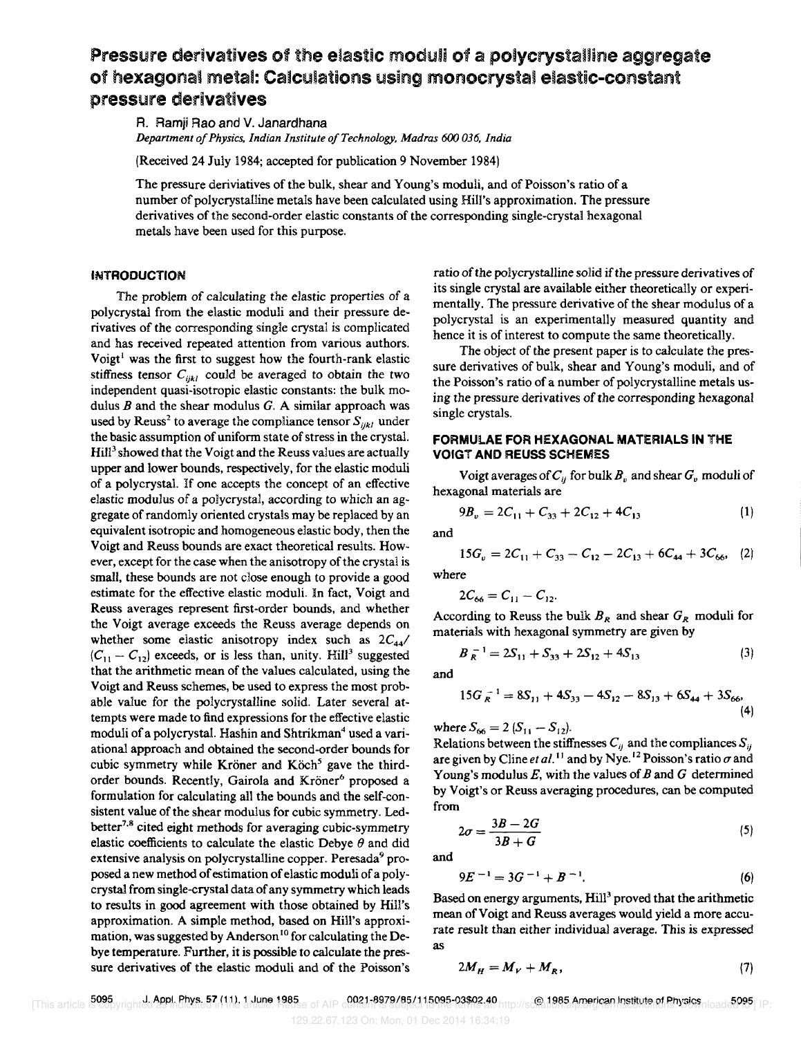# Pressure derivatives of the elastic moduli of a polycrystalline aggregate of hexagonal metal: Calculations using monocrystal elastic-constant pressure derivatives

R. Ramji Rao and V. Janardhana

*Department of Physics, Indian Institute of Technology, Madras 600 036, India*

(Received 24 July 1984; accepted for publication 9 November 1984)

The pressure deriviatives of the bulk, shear and Young's moduli, and of Poisson's ratio of a number of polycrystalline metals have been calculated using Hill's approximation. The pressure derivatives of the second-order elastic constants of the corresponding single-crystal hexagonal metals have been used for this purpose.

## INTRODUCTION

The problem of calculating the elastic properties of a polycrystal from the elastic moduli and their pressure derivatives of the corresponding single crystal is complicated and has received repeated attention from various authors. Voigt[1] was the first to suggest how the fourth-rank elastic stiffness tensor $C_{ijkl}$ could be averaged to obtain the two independent quasi-isotropic elastic constants: the bulk modulus $B$ and the shear modulus $G$. A similar approach was used by Reuss[2] to average the compliance tensor $S_{ijkl}$ under the basic assumption of uniform state of stress in the crystal. Hill[3] showed that the Voigt and the Reuss values are actually upper and lower bounds, respectively, for the elastic moduli of a polycrystal. If one accepts the concept of an effective elastic modulus of a polycrystal, according to which an aggregate of randomly oriented crystals may be replaced by an equivalent isotropic and homogeneous elastic body, then the Voigt and Reuss bounds are exact theoretical results. However, except for the case when the anisotropy of the crystal is small, these bounds are not close enough to provide a good estimate for the effective elastic moduli. In fact, Voigt and Reuss averages represent first-order bounds, and whether the Voigt average exceeds the Reuss average depends on whether some elastic anisotropy index such as $2C_{44}/(C_{11}-C_{12})$ exceeds, or is less than, unity. Hill[3] suggested that the arithmetic mean of the values calculated, using the Voigt and Reuss schemes, be used to express the most probable value for the polycrystalline solid. Later several attempts were made to find expressions for the effective elastic moduli of a polycrystal. Hashin and Shtrikman[4] used a variational approach and obtained the second-order bounds for cubic symmetry while Kröner and Köch[5] gave the third-order bounds. Recently, Gairola and Kröner[6] proposed a formulation for calculating all the bounds and the self-consistent value of the shear modulus for cubic symmetry. Ledbetter[7,8] cited eight methods for averaging cubic-symmetry elastic coefficients to calculate the elastic Debye $\theta$ and did extensive analysis on polycrystalline copper. Peresada[9] proposed a new method of estimation of elastic moduli of a polycrystal from single-crystal data of any symmetry which leads to results in good agreement with those obtained by Hill's approximation. A simple method, based on Hill's approximation, was suggested by Anderson[10] for calculating the Debye temperature. Further, it is possible to calculate the pressure derivatives of the elastic moduli and of the Poisson's ratio of the polycrystalline solid if the pressure derivatives of its single crystal are available either theoretically or experimentally. The pressure derivative of the shear modulus of a polycrystal is an experimentally measured quantity and hence it is of interest to compute the same theoretically.

The object of the present paper is to calculate the pressure derivatives of bulk, shear and Young's moduli, and of the Poisson's ratio of a number of polycrystalline metals using the pressure derivatives of the corresponding hexagonal single crystals.

## FORMULAE FOR HEXAGONAL MATERIALS IN THE VOIGT AND REUSS SCHEMES

Voigt averages of $C_{ij}$ for bulk $B_v$ and shear $G_v$ moduli of hexagonal materials are

$$9B_v = 2C_{11} + C_{33} + 2C_{12} + 4C_{13} \tag{1}$$

and

$$15G_v = 2C_{11} + C_{33} - C_{12} - 2C_{13} + 6C_{44} + 3C_{66}, \tag{2}$$

where

$$2C_{66} = C_{11} - C_{12}.$$

According to Reuss the bulk $B_R$ and shear $G_R$ moduli for materials with hexagonal symmetry are given by

$$B_R^{-1} = 2S_{11} + S_{33} + 2S_{12} + 4S_{13} \tag{3}$$

and

$$15G_R^{-1} = 8S_{11} + 4S_{33} - 4S_{12} - 8S_{13} + 6S_{44} + 3S_{66}, \tag{4}$$

where $S_{66} = 2(S_{11} - S_{12})$.

Relations between the stiffnesses $C_{ij}$ and the compliances $S_{ij}$ are given by Cline *et al.*[11] and by Nye.[12] Poisson's ratio $\sigma$ and Young's modulus $E$, with the values of $B$ and $G$ determined by Voigt's or Reuss averaging procedures, can be computed from

$$2\sigma = \frac{3B - 2G}{3B + G} \tag{5}$$

and

$$9E^{-1} = 3G^{-1} + B^{-1}. \tag{6}$$

Based on energy arguments, Hill[3] proved that the arithmetic mean of Voigt and Reuss averages would yield a more accurate result than either individual average. This is expressed as

$$2M_H = M_V + M_R, \tag{7}$$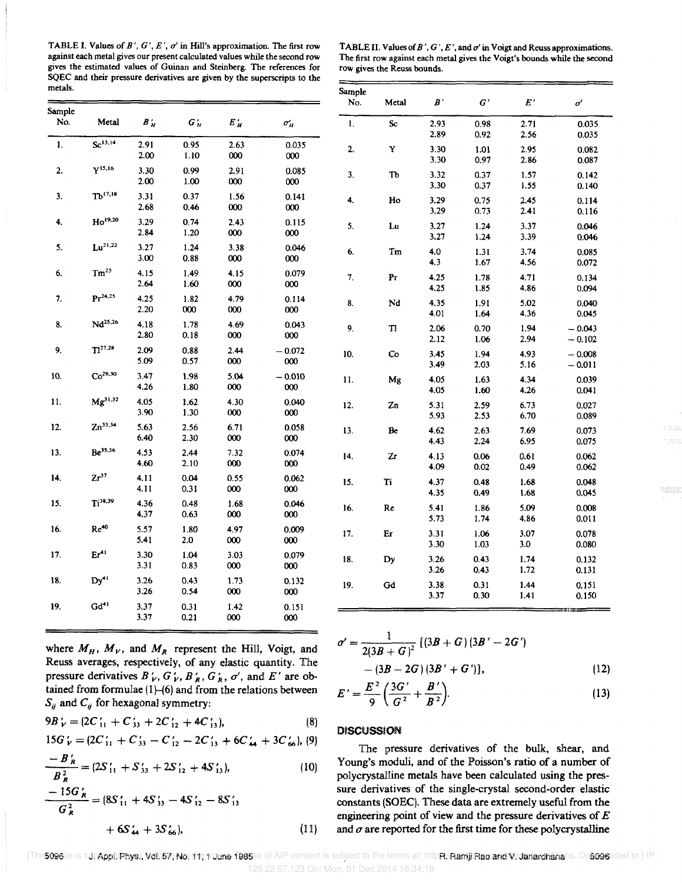TABLE I. Values of $B'$, $G'$, $E'$, $\sigma'$ in Hill's approximation. The first row against each metal gives our present calculated values while the second row gives the estimated values of Guinan and Steinberg. The references for SOEC and their pressure derivatives are given by the superscripts to the metals.

| Sample No. | Metal | $B'_H$ | $G'_H$ | $E'_H$ | $\sigma'_H$ |
|---|---|---|---|---|---|
| 1. | Sc[13,14] | 2.91 | 0.95 | 2.63 | 0.035 |
| | | 2.00 | 1.10 | 000 | 000 |
| 2. | Y[15,16] | 3.30 | 0.99 | 2.91 | 0.085 |
| | | 2.00 | 1.00 | 000 | 000 |
| 3. | Tb[17,18] | 3.31 | 0.37 | 1.56 | 0.141 |
| | | 2.68 | 0.46 | 000 | 000 |
| 4. | Ho[19,20] | 3.29 | 0.74 | 2.43 | 0.115 |
| | | 2.84 | 1.20 | 000 | 000 |
| 5. | Lu[21,22] | 3.27 | 1.24 | 3.38 | 0.046 |
| | | 3.00 | 0.88 | 000 | 000 |
| 6. | Tm[23] | 4.15 | 1.49 | 4.15 | 0.079 |
| | | 2.64 | 1.60 | 000 | 000 |
| 7. | Pr[24,25] | 4.25 | 1.82 | 4.79 | 0.114 |
| | | 2.20 | 000 | 000 | 000 |
| 8. | Nd[25,26] | 4.18 | 1.78 | 4.69 | 0.043 |
| | | 2.80 | 0.18 | 000 | 000 |
| 9. | Tl[27,28] | 2.09 | 0.88 | 2.44 | −0.072 |
| | | 5.09 | 0.57 | 000 | 000 |
| 10. | Co[29,30] | 3.47 | 1.98 | 5.04 | −0.010 |
| | | 4.26 | 1.80 | 000 | 000 |
| 11. | Mg[31,32] | 4.05 | 1.62 | 4.30 | 0.040 |
| | | 3.90 | 1.30 | 000 | 000 |
| 12. | Zn[33,34] | 5.63 | 2.56 | 6.71 | 0.058 |
| | | 6.40 | 2.30 | 000 | 000 |
| 13. | Be[35,36] | 4.53 | 2.44 | 7.32 | 0.074 |
| | | 4.60 | 2.10 | 000 | 000 |
| 14. | Zr[37] | 4.11 | 0.04 | 0.55 | 0.062 |
| | | 4.11 | 0.31 | 000 | 000 |
| 15. | Ti[38,39] | 4.36 | 0.48 | 1.68 | 0.046 |
| | | 4.37 | 0.63 | 000 | 000 |
| 16. | Re[40] | 5.57 | 1.80 | 4.97 | 0.009 |
| | | 5.41 | 2.0 | 000 | 000 |
| 17. | Er[41] | 3.30 | 1.04 | 3.03 | 0.079 |
| | | 3.31 | 0.83 | 000 | 000 |
| 18. | Dy[41] | 3.26 | 0.43 | 1.73 | 0.132 |
| | | 3.26 | 0.54 | 000 | 000 |
| 19. | Gd[41] | 3.37 | 0.31 | 1.42 | 0.151 |
| | | 3.37 | 0.21 | 000 | 000 |

where $M_H$, $M_V$, and $M_R$ represent the Hill, Voigt, and Reuss averages, respectively, of any elastic quantity. The pressure derivatives $B'_V$, $G'_V$, $B'_R$, $G'_R$, $\sigma'$, and $E'$ are obtained from formulae (1)–(6) and from the relations between $S_{ij}$ and $C_{ij}$ for hexagonal symmetry:

$$9B'_V = (2C'_{11} + C'_{33} + 2C'_{12} + 4C'_{13}), \tag{8}$$

$$15G'_V = (2C'_{11} + C'_{33} - C'_{12} - 2C'_{13} + 6C'_{44} + 3C'_{66}), \tag{9}$$

$$\frac{-B'_R}{B_R^2} = (2S'_{11} + S'_{33} + 2S'_{12} + 4S'_{13}), \tag{10}$$

$$\frac{-15G'_R}{G_R^2} = (8S'_{11} + 4S'_{33} - 4S'_{12} - 8S'_{13} + 6S'_{44} + 3S'_{66}), \tag{11}$$

TABLE II. Values of $B'$, $G'$, $E'$, and $\sigma'$ in Voigt and Reuss approximations. The first row against each metal gives the Voigt's bounds while the second row gives the Reuss bounds.

| Sample No. | Metal | $B'$ | $G'$ | $E'$ | $\sigma'$ |
|---|---|---|---|---|---|
| 1. | Sc | 2.93 | 0.98 | 2.71 | 0.035 |
| | | 2.89 | 0.92 | 2.56 | 0.035 |
| 2. | Y | 3.30 | 1.01 | 2.95 | 0.082 |
| | | 3.30 | 0.97 | 2.86 | 0.087 |
| 3. | Tb | 3.32 | 0.37 | 1.57 | 0.142 |
| | | 3.30 | 0.37 | 1.55 | 0.140 |
| 4. | Ho | 3.29 | 0.75 | 2.45 | 0.114 |
| | | 3.29 | 0.73 | 2.41 | 0.116 |
| 5. | Lu | 3.27 | 1.24 | 3.37 | 0.046 |
| | | 3.27 | 1.24 | 3.39 | 0.046 |
| 6. | Tm | 4.0 | 1.31 | 3.74 | 0.085 |
| | | 4.3 | 1.67 | 4.56 | 0.072 |
| 7. | Pr | 4.25 | 1.78 | 4.71 | 0.134 |
| | | 4.25 | 1.85 | 4.86 | 0.094 |
| 8. | Nd | 4.35 | 1.91 | 5.02 | 0.040 |
| | | 4.01 | 1.64 | 4.36 | 0.045 |
| 9. | Tl | 2.06 | 0.70 | 1.94 | −0.043 |
| | | 2.12 | 1.06 | 2.94 | −0.102 |
| 10. | Co | 3.45 | 1.94 | 4.93 | −0.008 |
| | | 3.49 | 2.03 | 5.16 | −0.011 |
| 11. | Mg | 4.05 | 1.63 | 4.34 | 0.039 |
| | | 4.05 | 1.60 | 4.26 | 0.041 |
| 12. | Zn | 5.31 | 2.59 | 6.73 | 0.027 |
| | | 5.93 | 2.53 | 6.70 | 0.089 |
| 13. | Be | 4.62 | 2.63 | 7.69 | 0.073 |
| | | 4.43 | 2.24 | 6.95 | 0.075 |
| 14. | Zr | 4.13 | 0.06 | 0.61 | 0.062 |
| | | 4.09 | 0.02 | 0.49 | 0.062 |
| 15. | Ti | 4.37 | 0.48 | 1.68 | 0.048 |
| | | 4.35 | 0.49 | 1.68 | 0.045 |
| 16. | Re | 5.41 | 1.86 | 5.09 | 0.008 |
| | | 5.73 | 1.74 | 4.86 | 0.011 |
| 17. | Er | 3.31 | 1.06 | 3.07 | 0.078 |
| | | 3.30 | 1.03 | 3.0 | 0.080 |
| 18. | Dy | 3.26 | 0.43 | 1.74 | 0.132 |
| | | 3.26 | 0.43 | 1.72 | 0.131 |
| 19. | Gd | 3.38 | 0.31 | 1.44 | 0.151 |
| | | 3.37 | 0.30 | 1.41 | 0.150 |

$$\sigma' = \frac{1}{2(3B+G)^2}\left[(3B+G)(3B' - 2G') - (3B - 2G)(3B' + G')\right], \tag{12}$$

$$E' = \frac{E^2}{9}\left(\frac{3G'}{G^2} + \frac{B'}{B^2}\right). \tag{13}$$

## DISCUSSION

The pressure derivatives of the bulk, shear, and Young's moduli, and of the Poisson's ratio of a number of polycrystalline metals have been calculated using the pressure derivatives of the single-crystal second-order elastic constants (SOEC). These data are extremely useful from the engineering point of view and the pressure derivatives of $E$ and $\sigma$ are reported for the first time for these polycrystalline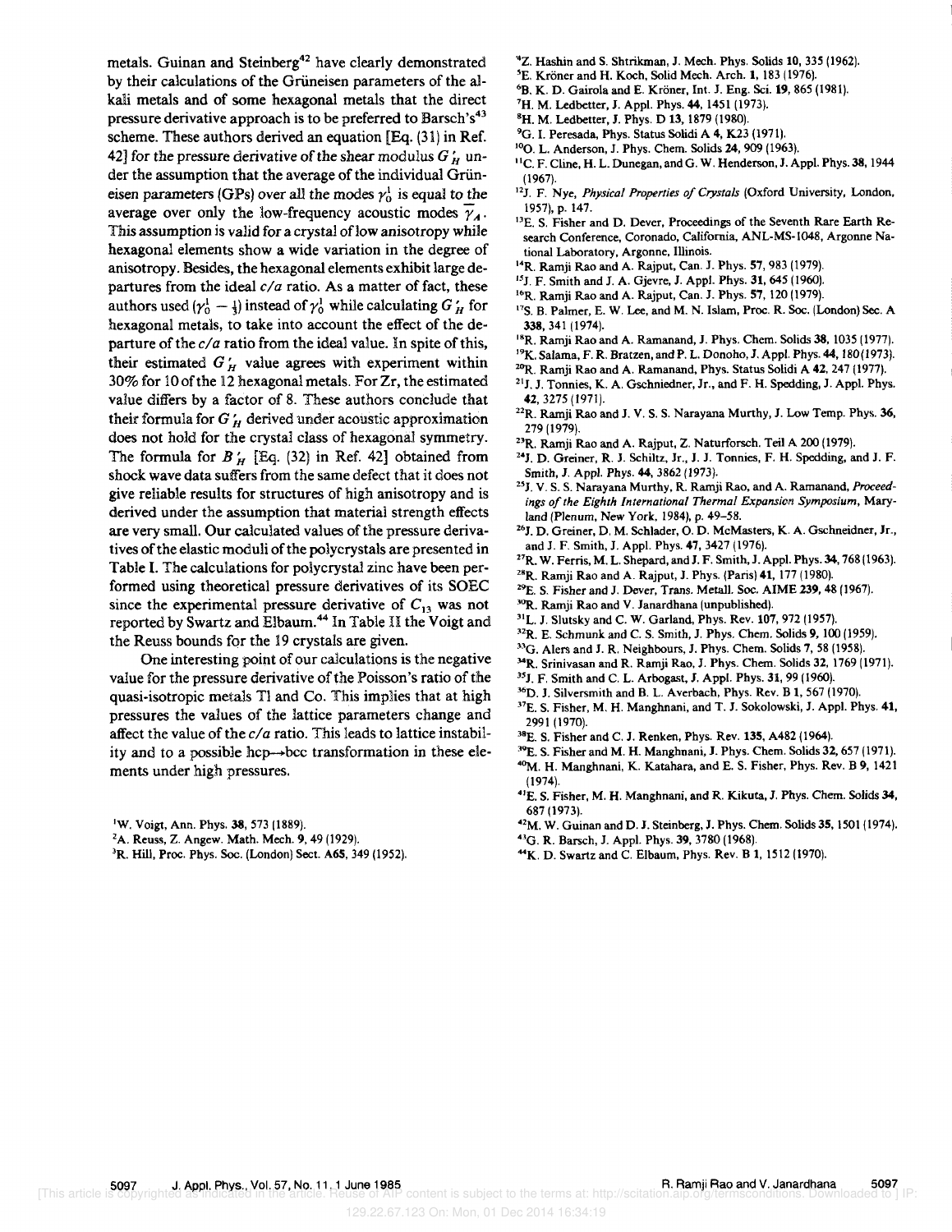metals. Guinan and Steinberg[42] have clearly demonstrated by their calculations of the Grüneisen parameters of the alkali metals and of some hexagonal metals that the direct pressure derivative approach is to be preferred to Barsch's[43] scheme. These authors derived an equation [Eq. (31) in Ref. 42] for the pressure derivative of the shear modulus $G'_H$ under the assumption that the average of the individual Grüneisen parameters (GPs) over all the modes $\gamma_0^1$ is equal to the average over only the low-frequency acoustic modes $\overline{\gamma_A}$. This assumption is valid for a crystal of low anisotropy while hexagonal elements show a wide variation in the degree of anisotropy. Besides, the hexagonal elements exhibit large departures from the ideal $c/a$ ratio. As a matter of fact, these authors used $(\gamma_0^1 - \frac{1}{3})$ instead of $\gamma_0^1$ while calculating $G'_H$ for hexagonal metals, to take into account the effect of the departure of the $c/a$ ratio from the ideal value. In spite of this, their estimated $G'_H$ value agrees with experiment within 30% for 10 of the 12 hexagonal metals. For Zr, the estimated value differs by a factor of 8. These authors conclude that their formula for $G'_H$ derived under acoustic approximation does not hold for the crystal class of hexagonal symmetry. The formula for $B'_H$ [Eq. (32) in Ref. 42] obtained from shock wave data suffers from the same defect that it does not give reliable results for structures of high anisotropy and is derived under the assumption that material strength effects are very small. Our calculated values of the pressure derivatives of the elastic moduli of the polycrystals are presented in Table I. The calculations for polycrystal zinc have been performed using theoretical pressure derivatives of its SOEC since the experimental pressure derivative of $C_{13}$ was not reported by Swartz and Elbaum.[44] In Table II the Voigt and the Reuss bounds for the 19 crystals are given.

One interesting point of our calculations is the negative value for the pressure derivative of the Poisson's ratio of the quasi-isotropic metals Tl and Co. This implies that at high pressures the values of the lattice parameters change and affect the value of the $c/a$ ratio. This leads to lattice instability and to a possible hcp→bcc transformation in these elements under high pressures.

[1] W. Voigt, Ann. Phys. **38**, 573 (1889).
[2] A. Reuss, Z. Angew. Math. Mech. **9**, 49 (1929).
[3] R. Hill, Proc. Phys. Soc. (London) Sect. **A65**, 349 (1952).
[4] Z. Hashin and S. Shtrikman, J. Mech. Phys. Solids **10**, 335 (1962).
[5] E. Kröner and H. Koch, Solid Mech. Arch. **1**, 183 (1976).
[6] B. K. D. Gairola and E. Kröner, Int. J. Eng. Sci. **19**, 865 (1981).
[7] H. M. Ledbetter, J. Appl. Phys. **44**, 1451 (1973).
[8] H. M. Ledbetter, J. Phys. D **13**, 1879 (1980).
[9] G. I. Peresada, Phys. Status Solidi A **4**, K23 (1971).
[10] O. L. Anderson, J. Phys. Chem. Solids **24**, 909 (1963).
[11] C. F. Cline, H. L. Dunegan, and G. W. Henderson, J. Appl. Phys. **38**, 1944 (1967).
[12] J. F. Nye, *Physical Properties of Crystals* (Oxford University, London, 1957), p. 147.
[13] E. S. Fisher and D. Dever, Proceedings of the Seventh Rare Earth Research Conference, Coronado, California, ANL-MS-1048, Argonne National Laboratory, Argonne, Illinois.
[14] R. Ramji Rao and A. Rajput, Can. J. Phys. **57**, 983 (1979).
[15] J. F. Smith and J. A. Gjevre, J. Appl. Phys. **31**, 645 (1960).
[16] R. Ramji Rao and A. Rajput, Can. J. Phys. **57**, 120 (1979).
[17] S. B. Palmer, E. W. Lee, and M. N. Islam, Proc. R. Soc. (London) Sec. A **338**, 341 (1974).
[18] R. Ramji Rao and A. Ramanand, J. Phys. Chem. Solids **38**, 1035 (1977).
[19] K. Salama, F. R. Bratzen, and P. L. Donoho, J. Appl. Phys. **44**, 180 (1973).
[20] R. Ramji Rao and A. Ramanand, Phys. Status Solidi A **42**, 247 (1977).
[21] J. J. Tonnies, K. A. Gschniedner, Jr., and F. H. Spedding, J. Appl. Phys. **42**, 3275 (1971).
[22] R. Ramji Rao and J. V. S. S. Narayana Murthy, J. Low Temp. Phys. **36**, 279 (1979).
[23] R. Ramji Rao and A. Rajput, Z. Naturforsch. Teil A 200 (1979).
[24] J. D. Greiner, R. J. Schiltz, Jr., J. J. Tonnies, F. H. Spedding, and J. F. Smith, J. Appl. Phys. **44**, 3862 (1973).
[25] J. V. S. S. Narayana Murthy, R. Ramji Rao, and A. Ramanand, *Proceedings of the Eighth International Thermal Expansion Symposium*, Maryland (Plenum, New York, 1984), p. 49–58.
[26] J. D. Greiner, D. M. Schlader, O. D. McMasters, K. A. Gschneidner, Jr., and J. F. Smith, J. Appl. Phys. **47**, 3427 (1976).
[27] R. W. Ferris, M. L. Shepard, and J. F. Smith, J. Appl. Phys. **34**, 768 (1963).
[28] R. Ramji Rao and A. Rajput, J. Phys. (Paris) **41**, 177 (1980).
[29] E. S. Fisher and J. Dever, Trans. Metall. Soc. AIME **239**, 48 (1967).
[30] R. Ramji Rao and V. Janardhana (unpublished).
[31] L. J. Slutsky and C. W. Garland, Phys. Rev. **107**, 972 (1957).
[32] R. E. Schmunk and C. S. Smith, J. Phys. Chem. Solids **9**, 100 (1959).
[33] G. Alers and J. R. Neighbours, J. Phys. Chem. Solids **7**, 58 (1958).
[34] R. Srinivasan and R. Ramji Rao, J. Phys. Chem. Solids **32**, 1769 (1971).
[35] J. F. Smith and C. L. Arbogast, J. Appl. Phys. **31**, 99 (1960).
[36] D. J. Silversmith and B. L. Averbach, Phys. Rev. B **1**, 567 (1970).
[37] E. S. Fisher, M. H. Manghnani, and T. J. Sokolowski, J. Appl. Phys. **41**, 2991 (1970).
[38] E. S. Fisher and C. J. Renken, Phys. Rev. **135**, A482 (1964).
[39] E. S. Fisher and M. H. Manghnani, J. Phys. Chem. Solids **32**, 657 (1971).
[40] M. H. Manghnani, K. Katahara, and E. S. Fisher, Phys. Rev. B **9**, 1421 (1974).
[41] E. S. Fisher, M. H. Manghnani, and R. Kikuta, J. Phys. Chem. Solids **34**, 687 (1973).
[42] M. W. Guinan and D. J. Steinberg, J. Phys. Chem. Solids **35**, 1501 (1974).
[43] G. R. Barsch, J. Appl. Phys. **39**, 3780 (1968).
[44] K. D. Swartz and C. Elbaum, Phys. Rev. B **1**, 1512 (1970).